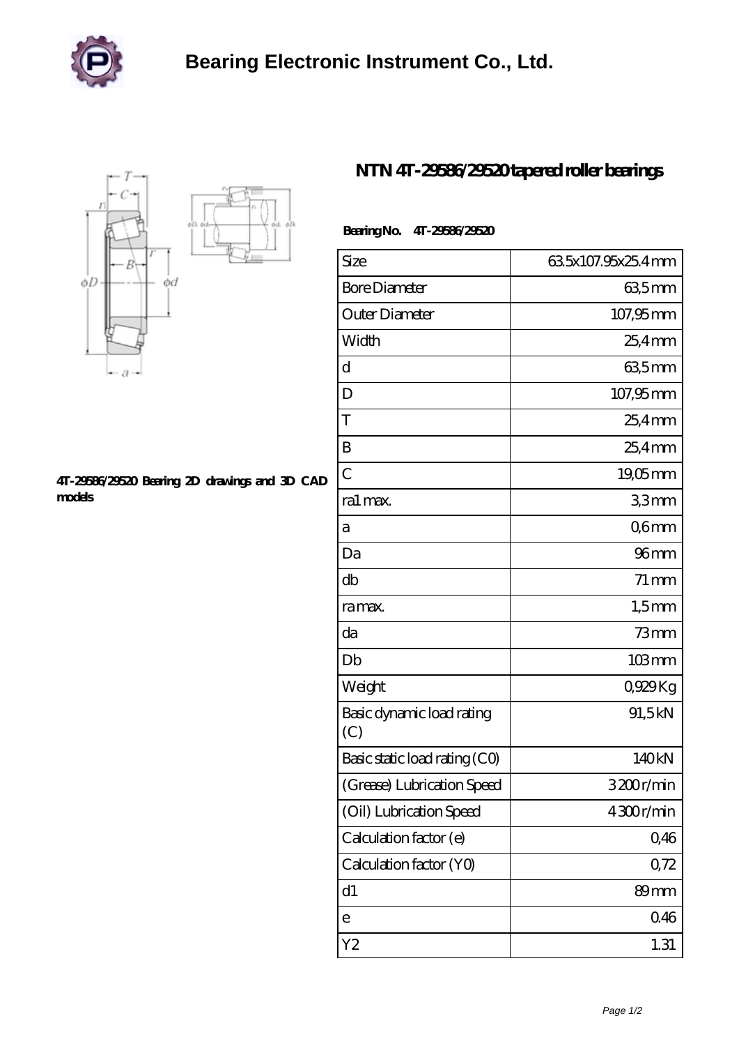# Bearing Electronic Instrument Co., Ltd.

## NTN 4T-29586/29520 tapered roller bearings

4T-29586/29520 Bearing 2D drawings and 3D CAD models

**Bearing No.** 4T-29586/29520

| | |
|---|---|
| Size | 63.5x107.95x25.4 mm |
| Bore Diameter | 63,5 mm |
| Outer Diameter | 107,95 mm |
| Width | 25,4 mm |
| d | 63,5 mm |
| D | 107,95 mm |
| T | 25,4 mm |
| B | 25,4 mm |
| C | 19,05 mm |
| ra1 max. | 3,3 mm |
| a | 0,6 mm |
| Da | 96 mm |
| db | 71 mm |
| ra max. | 1,5 mm |
| da | 73 mm |
| Db | 103 mm |
| Weight | 0,929 Kg |
| Basic dynamic load rating (C) | 91,5 kN |
| Basic static load rating (C0) | 140 kN |
| (Grease) Lubrication Speed | 3 200 r/min |
| (Oil) Lubrication Speed | 4 300 r/min |
| Calculation factor (e) | 0,46 |
| Calculation factor (Y0) | 0,72 |
| d1 | 89 mm |
| e | 0.46 |
| Y2 | 1.31 |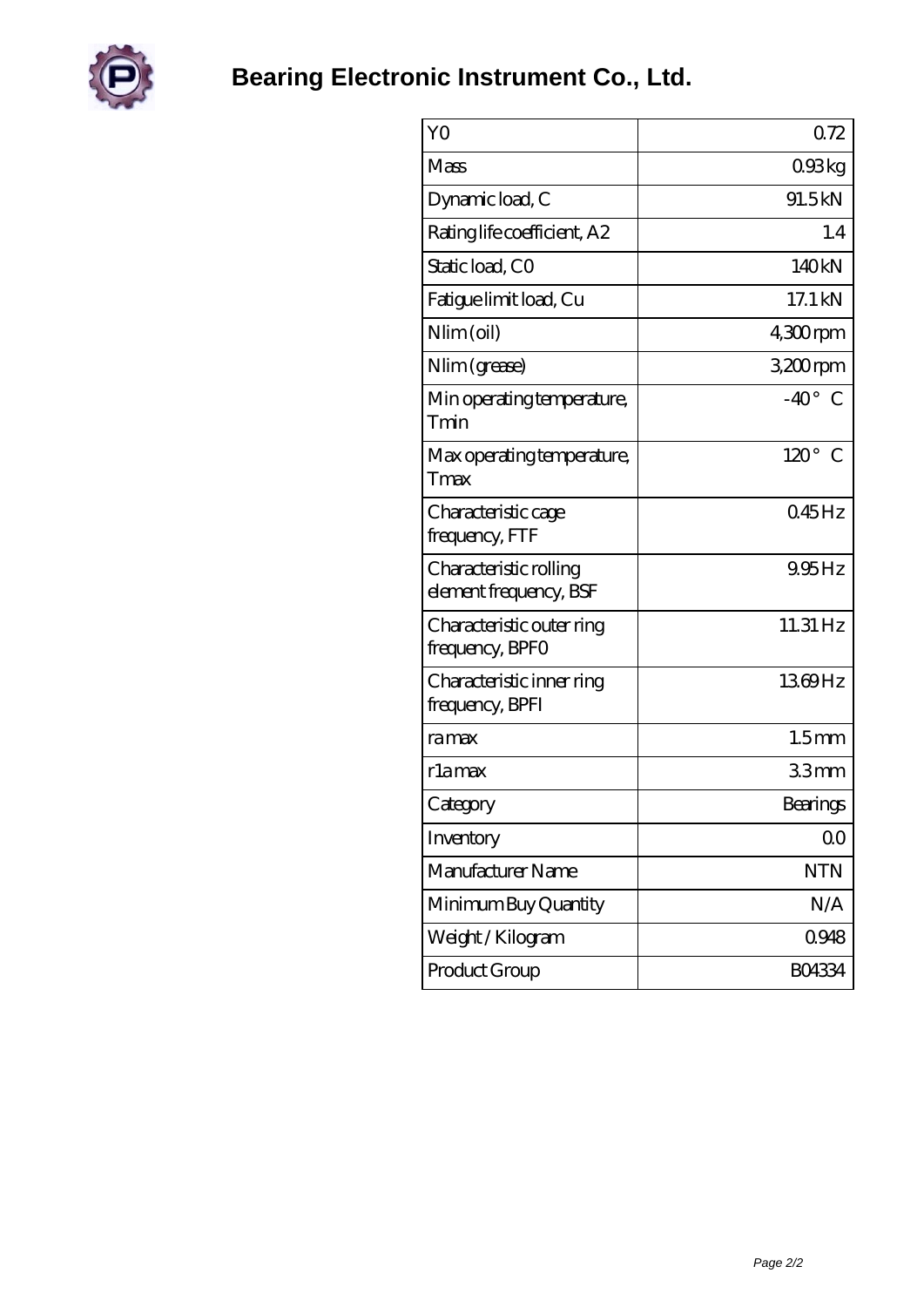# Bearing Electronic Instrument Co., Ltd.

| | |
|---|---|
| Y0 | 0.72 |
| Mass | 0.93 kg |
| Dynamic load, C | 91.5 kN |
| Rating life coefficient, A2 | 1.4 |
| Static load, C0 | 140 kN |
| Fatigue limit load, Cu | 17.1 kN |
| Nlim (oil) | 4,300 rpm |
| Nlim (grease) | 3,200 rpm |
| Min operating temperature, Tmin | -40 ° C |
| Max operating temperature, Tmax | 120 ° C |
| Characteristic cage frequency, FTF | 0.45 Hz |
| Characteristic rolling element frequency, BSF | 9.95 Hz |
| Characteristic outer ring frequency, BPF0 | 11.31 Hz |
| Characteristic inner ring frequency, BPFI | 13.69 Hz |
| ra max | 1.5 mm |
| r1a max | 3.3 mm |
| Category | Bearings |
| Inventory | 0.0 |
| Manufacturer Name | NTN |
| Minimum Buy Quantity | N/A |
| Weight / Kilogram | 0.948 |
| Product Group | B04334 |